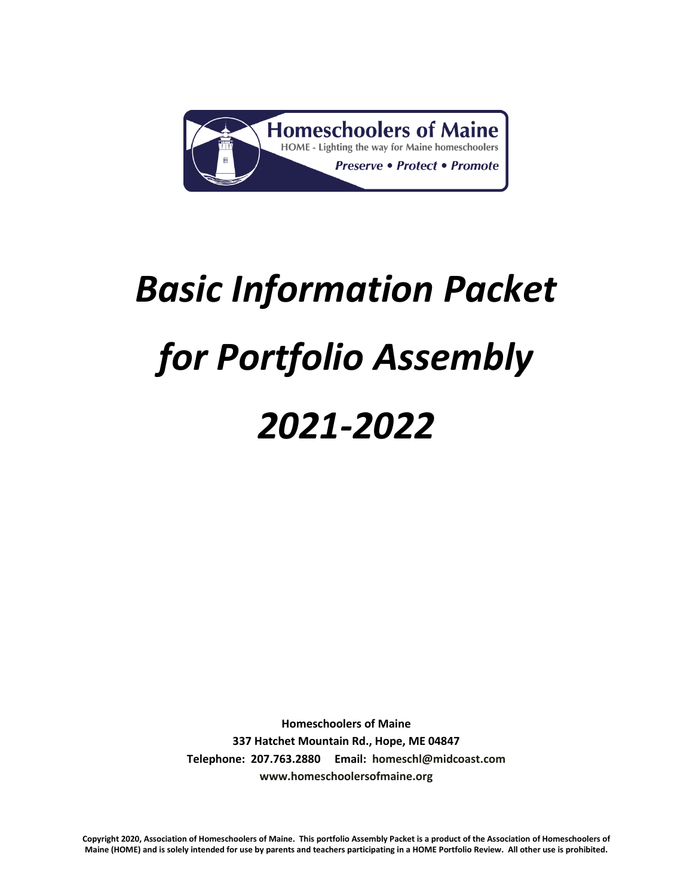Homeschoolers of Maine

HOME - Lighting the way for Maine homeschoolers

*Preserve • Protect • Promote*

# *Basic Information Packet for Portfolio Assembly 2021-2022*

**Homeschoolers of Maine**
**337 Hatchet Mountain Rd., Hope, ME 04847**
**Telephone: 207.763.2880 Email: homeschl@midcoast.com**
**www.homeschoolersofmaine.org**

**Copyright 2020, Association of Homeschoolers of Maine. This portfolio Assembly Packet is a product of the Association of Homeschoolers of Maine (HOME) and is solely intended for use by parents and teachers participating in a HOME Portfolio Review. All other use is prohibited.**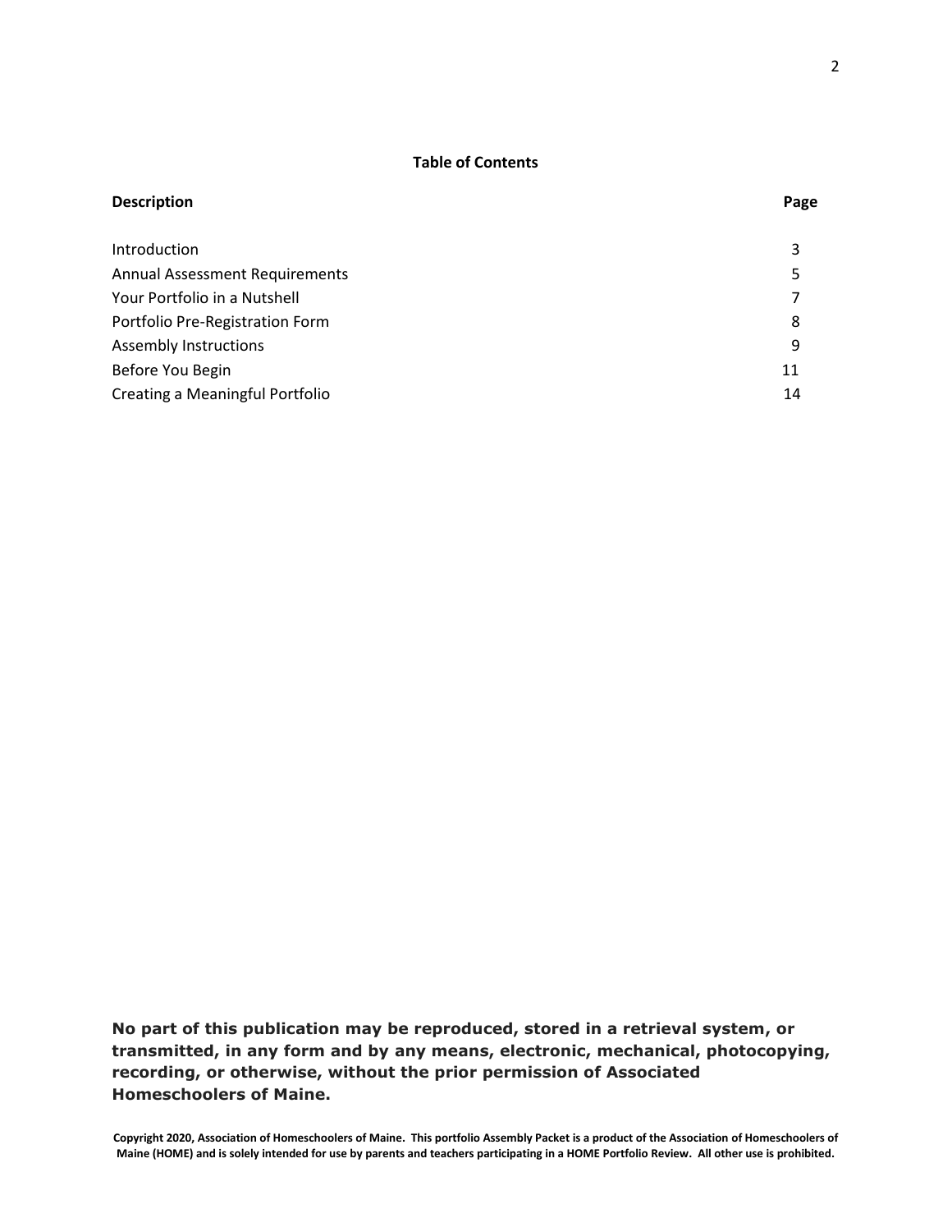**Table of Contents**

| Description | Page |
|---|---|
| Introduction | 3 |
| Annual Assessment Requirements | 5 |
| Your Portfolio in a Nutshell | 7 |
| Portfolio Pre-Registration Form | 8 |
| Assembly Instructions | 9 |
| Before You Begin | 11 |
| Creating a Meaningful Portfolio | 14 |

**No part of this publication may be reproduced, stored in a retrieval system, or transmitted, in any form and by any means, electronic, mechanical, photocopying, recording, or otherwise, without the prior permission of Associated Homeschoolers of Maine.**

**Copyright 2020, Association of Homeschoolers of Maine. This portfolio Assembly Packet is a product of the Association of Homeschoolers of Maine (HOME) and is solely intended for use by parents and teachers participating in a HOME Portfolio Review. All other use is prohibited.**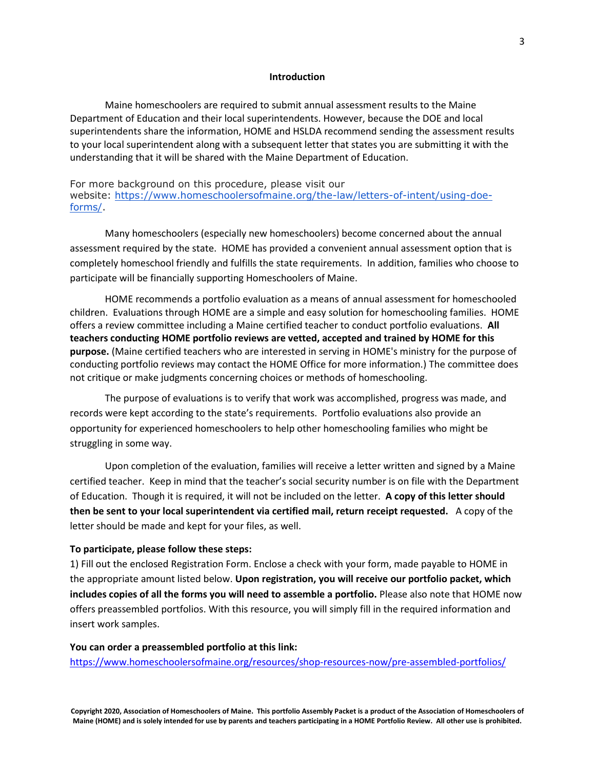## Introduction

Maine homeschoolers are required to submit annual assessment results to the Maine Department of Education and their local superintendents. However, because the DOE and local superintendents share the information, HOME and HSLDA recommend sending the assessment results to your local superintendent along with a subsequent letter that states you are submitting it with the understanding that it will be shared with the Maine Department of Education.

For more background on this procedure, please visit our website: https://www.homeschoolersofmaine.org/the-law/letters-of-intent/using-doe-forms/.

Many homeschoolers (especially new homeschoolers) become concerned about the annual assessment required by the state. HOME has provided a convenient annual assessment option that is completely homeschool friendly and fulfills the state requirements. In addition, families who choose to participate will be financially supporting Homeschoolers of Maine.

HOME recommends a portfolio evaluation as a means of annual assessment for homeschooled children. Evaluations through HOME are a simple and easy solution for homeschooling families. HOME offers a review committee including a Maine certified teacher to conduct portfolio evaluations. **All teachers conducting HOME portfolio reviews are vetted, accepted and trained by HOME for this purpose.** (Maine certified teachers who are interested in serving in HOME's ministry for the purpose of conducting portfolio reviews may contact the HOME Office for more information.) The committee does not critique or make judgments concerning choices or methods of homeschooling.

The purpose of evaluations is to verify that work was accomplished, progress was made, and records were kept according to the state's requirements. Portfolio evaluations also provide an opportunity for experienced homeschoolers to help other homeschooling families who might be struggling in some way.

Upon completion of the evaluation, families will receive a letter written and signed by a Maine certified teacher. Keep in mind that the teacher's social security number is on file with the Department of Education. Though it is required, it will not be included on the letter. **A copy of this letter should then be sent to your local superintendent via certified mail, return receipt requested.** A copy of the letter should be made and kept for your files, as well.

**To participate, please follow these steps:**

1) Fill out the enclosed Registration Form. Enclose a check with your form, made payable to HOME in the appropriate amount listed below. **Upon registration, you will receive our portfolio packet, which includes copies of all the forms you will need to assemble a portfolio.** Please also note that HOME now offers preassembled portfolios. With this resource, you will simply fill in the required information and insert work samples.

**You can order a preassembled portfolio at this link:**
https://www.homeschoolersofmaine.org/resources/shop-resources-now/pre-assembled-portfolios/

Copyright 2020, Association of Homeschoolers of Maine. This portfolio Assembly Packet is a product of the Association of Homeschoolers of Maine (HOME) and is solely intended for use by parents and teachers participating in a HOME Portfolio Review. All other use is prohibited.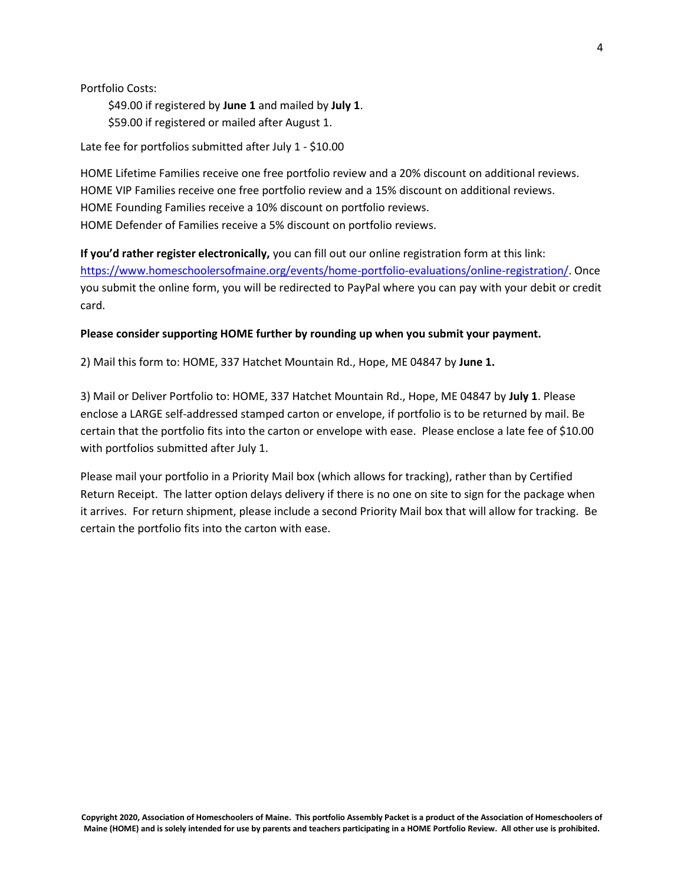Portfolio Costs:

$49.00 if registered by **June 1** and mailed by **July 1**.
$59.00 if registered or mailed after August 1.

Late fee for portfolios submitted after July 1 - $10.00

HOME Lifetime Families receive one free portfolio review and a 20% discount on additional reviews.
HOME VIP Families receive one free portfolio review and a 15% discount on additional reviews.
HOME Founding Families receive a 10% discount on portfolio reviews.
HOME Defender of Families receive a 5% discount on portfolio reviews.

**If you'd rather register electronically,** you can fill out our online registration form at this link: [https://www.homeschoolersofmaine.org/events/home-portfolio-evaluations/online-registration/](https://www.homeschoolersofmaine.org/events/home-portfolio-evaluations/online-registration/). Once you submit the online form, you will be redirected to PayPal where you can pay with your debit or credit card.

**Please consider supporting HOME further by rounding up when you submit your payment.**

2) Mail this form to: HOME, 337 Hatchet Mountain Rd., Hope, ME 04847 by **June 1.**

3) Mail or Deliver Portfolio to: HOME, 337 Hatchet Mountain Rd., Hope, ME 04847 by **July 1**. Please enclose a LARGE self-addressed stamped carton or envelope, if portfolio is to be returned by mail. Be certain that the portfolio fits into the carton or envelope with ease. Please enclose a late fee of $10.00 with portfolios submitted after July 1.

Please mail your portfolio in a Priority Mail box (which allows for tracking), rather than by Certified Return Receipt. The latter option delays delivery if there is no one on site to sign for the package when it arrives. For return shipment, please include a second Priority Mail box that will allow for tracking. Be certain the portfolio fits into the carton with ease.

**Copyright 2020, Association of Homeschoolers of Maine. This portfolio Assembly Packet is a product of the Association of Homeschoolers of Maine (HOME) and is solely intended for use by parents and teachers participating in a HOME Portfolio Review. All other use is prohibited.**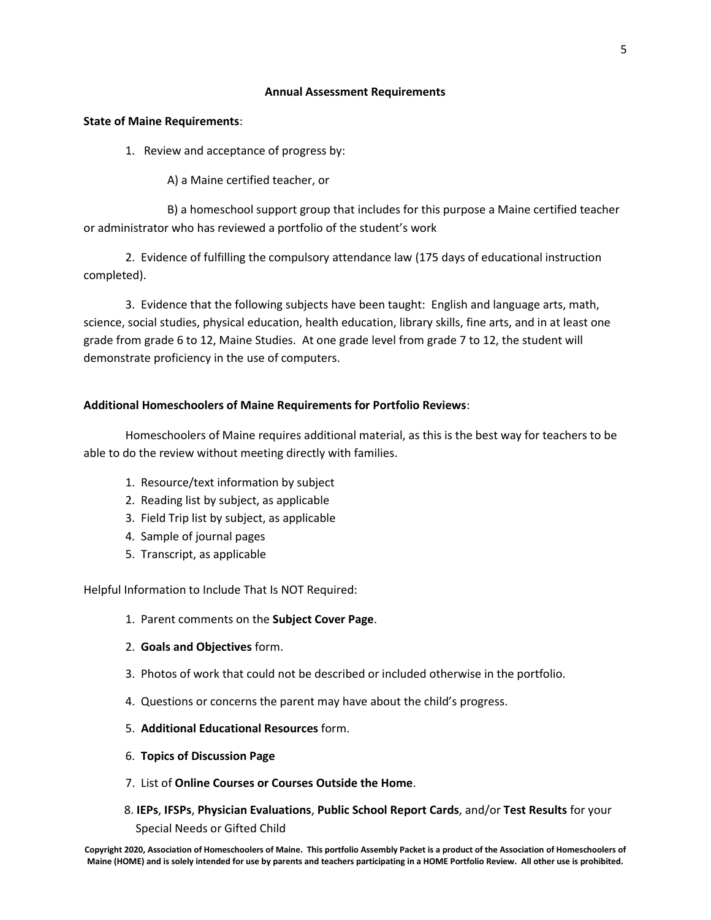## Annual Assessment Requirements

**State of Maine Requirements**:

1. Review and acceptance of progress by:

    A) a Maine certified teacher, or

    B) a homeschool support group that includes for this purpose a Maine certified teacher or administrator who has reviewed a portfolio of the student's work

2. Evidence of fulfilling the compulsory attendance law (175 days of educational instruction completed).

3. Evidence that the following subjects have been taught: English and language arts, math, science, social studies, physical education, health education, library skills, fine arts, and in at least one grade from grade 6 to 12, Maine Studies. At one grade level from grade 7 to 12, the student will demonstrate proficiency in the use of computers.

**Additional Homeschoolers of Maine Requirements for Portfolio Reviews**:

Homeschoolers of Maine requires additional material, as this is the best way for teachers to be able to do the review without meeting directly with families.

1. Resource/text information by subject
2. Reading list by subject, as applicable
3. Field Trip list by subject, as applicable
4. Sample of journal pages
5. Transcript, as applicable

Helpful Information to Include That Is NOT Required:

1. Parent comments on the **Subject Cover Page**.
2. **Goals and Objectives** form.
3. Photos of work that could not be described or included otherwise in the portfolio.
4. Questions or concerns the parent may have about the child's progress.
5. **Additional Educational Resources** form.
6. **Topics of Discussion Page**
7. List of **Online Courses or Courses Outside the Home**.
8. **IEPs**, **IFSPs**, **Physician Evaluations**, **Public School Report Cards**, and/or **Test Results** for your Special Needs or Gifted Child

**Copyright 2020, Association of Homeschoolers of Maine. This portfolio Assembly Packet is a product of the Association of Homeschoolers of Maine (HOME) and is solely intended for use by parents and teachers participating in a HOME Portfolio Review. All other use is prohibited.**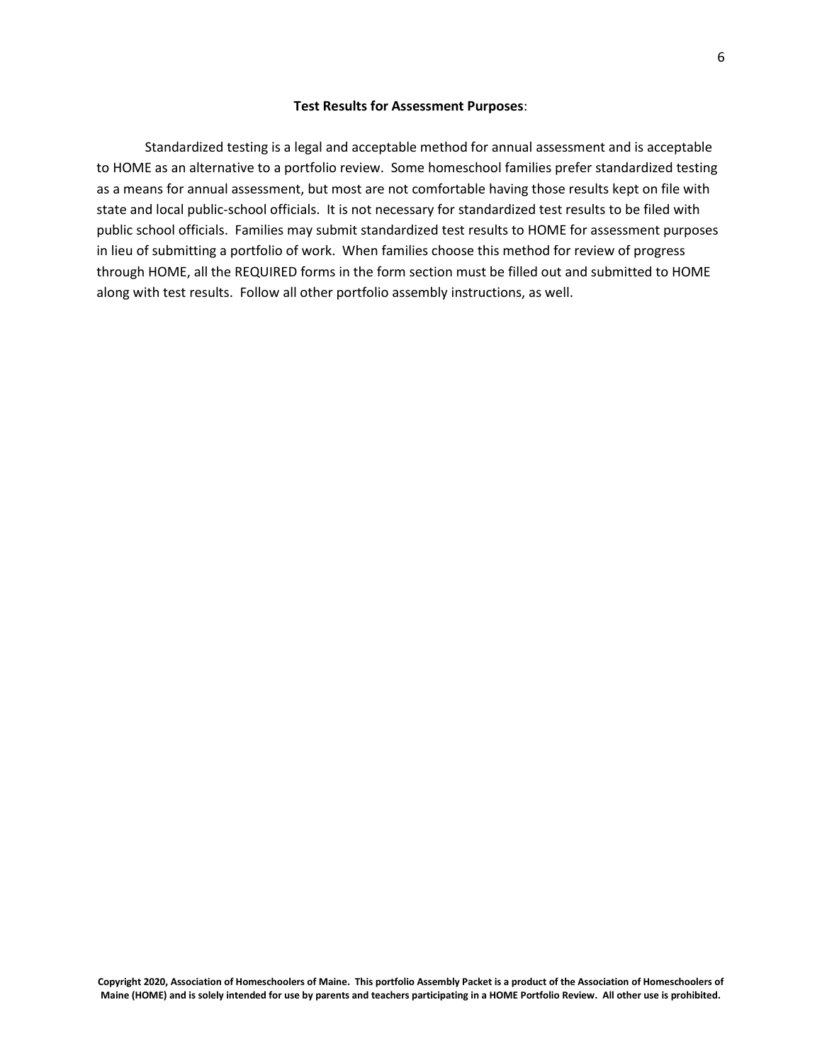**Test Results for Assessment Purposes**:

Standardized testing is a legal and acceptable method for annual assessment and is acceptable to HOME as an alternative to a portfolio review. Some homeschool families prefer standardized testing as a means for annual assessment, but most are not comfortable having those results kept on file with state and local public-school officials. It is not necessary for standardized test results to be filed with public school officials. Families may submit standardized test results to HOME for assessment purposes in lieu of submitting a portfolio of work. When families choose this method for review of progress through HOME, all the REQUIRED forms in the form section must be filled out and submitted to HOME along with test results. Follow all other portfolio assembly instructions, as well.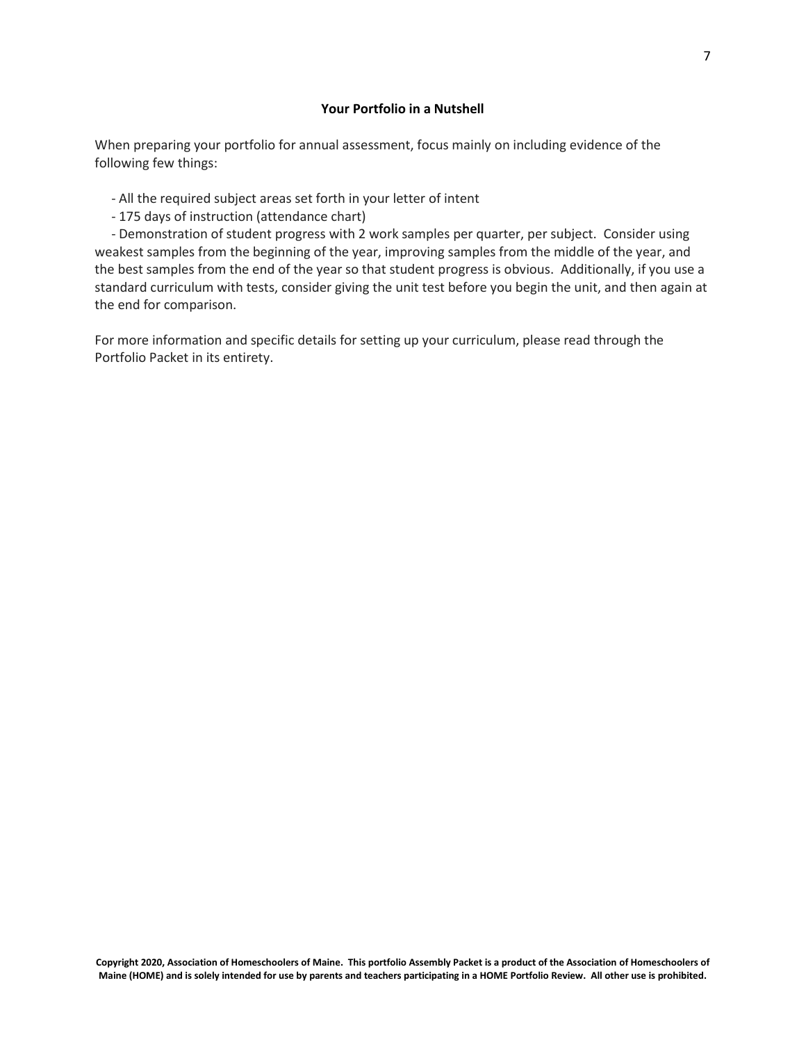## Your Portfolio in a Nutshell

When preparing your portfolio for annual assessment, focus mainly on including evidence of the following few things:

- All the required subject areas set forth in your letter of intent
- 175 days of instruction (attendance chart)
- Demonstration of student progress with 2 work samples per quarter, per subject. Consider using weakest samples from the beginning of the year, improving samples from the middle of the year, and the best samples from the end of the year so that student progress is obvious. Additionally, if you use a standard curriculum with tests, consider giving the unit test before you begin the unit, and then again at the end for comparison.

For more information and specific details for setting up your curriculum, please read through the Portfolio Packet in its entirety.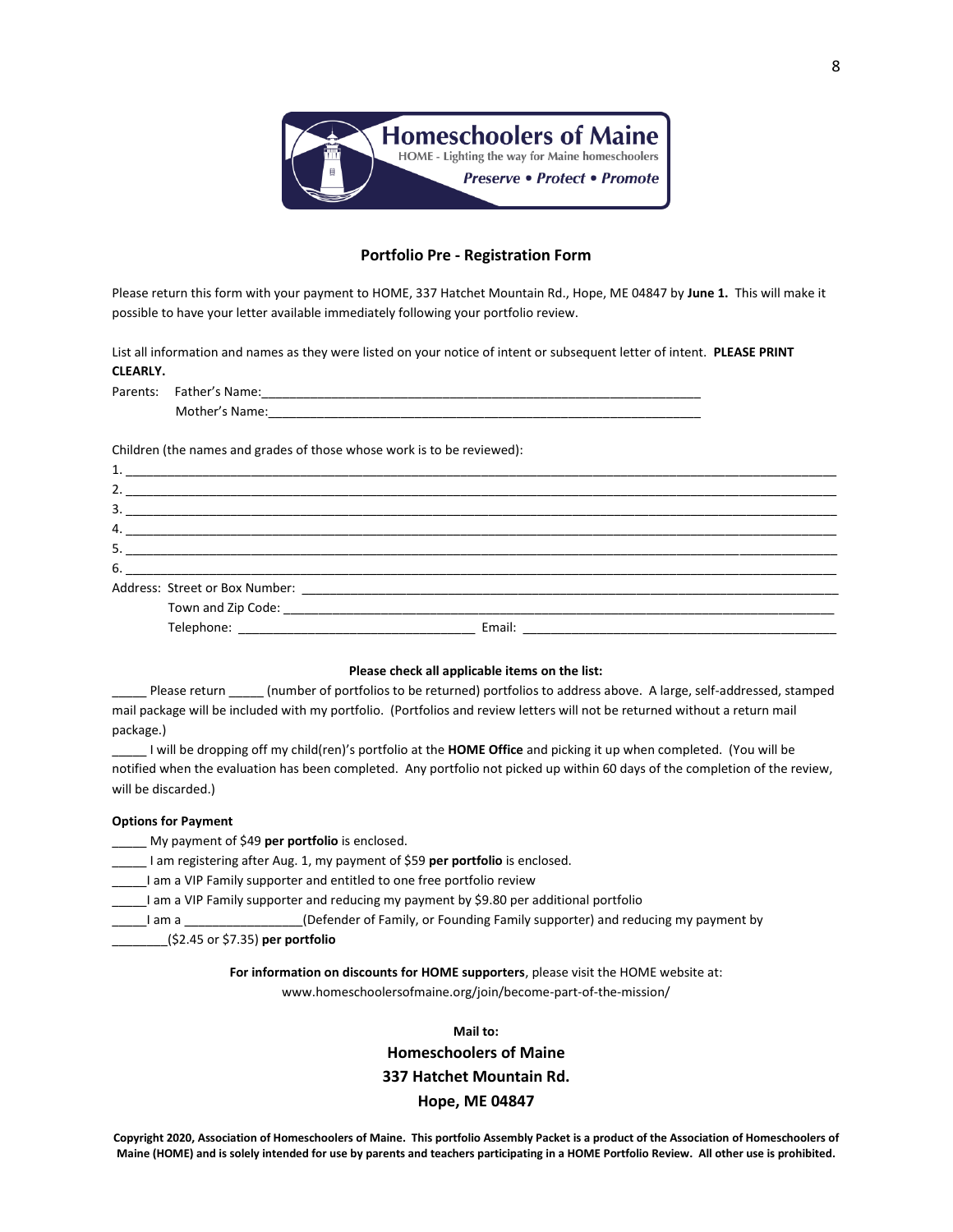Homeschoolers of Maine

HOME - Lighting the way for Maine homeschoolers

*Preserve • Protect • Promote*

## Portfolio Pre - Registration Form

Please return this form with your payment to HOME, 337 Hatchet Mountain Rd., Hope, ME 04847 by **June 1.** This will make it possible to have your letter available immediately following your portfolio review.

List all information and names as they were listed on your notice of intent or subsequent letter of intent. **PLEASE PRINT CLEARLY.**

Parents: Father's Name:_______________________________________________________________

Mother's Name:_______________________________________________________________

Children (the names and grades of those whose work is to be reviewed):

1. ______________________________________________________________________________________________
2. ______________________________________________________________________________________________
3. ______________________________________________________________________________________________
4. ______________________________________________________________________________________________
5. ______________________________________________________________________________________________
6. ______________________________________________________________________________________________

Address: Street or Box Number: _____________________________________________________________________________

Town and Zip Code: _____________________________________________________________________________

Telephone: _________________________________ Email: _____________________________________________

**Please check all applicable items on the list:**

_____ Please return _____ (number of portfolios to be returned) portfolios to address above. A large, self-addressed, stamped mail package will be included with my portfolio. (Portfolios and review letters will not be returned without a return mail package.)

_____ I will be dropping off my child(ren)'s portfolio at the **HOME Office** and picking it up when completed. (You will be notified when the evaluation has been completed. Any portfolio not picked up within 60 days of the completion of the review, will be discarded.)

**Options for Payment**

_____ My payment of $49 **per portfolio** is enclosed.

_____ I am registering after Aug. 1, my payment of $59 **per portfolio** is enclosed.

_____I am a VIP Family supporter and entitled to one free portfolio review

_____I am a VIP Family supporter and reducing my payment by $9.80 per additional portfolio

_____I am a ________________(Defender of Family, or Founding Family supporter) and reducing my payment by ________($2.45 or $7.35) **per portfolio**

**For information on discounts for HOME supporters**, please visit the HOME website at: www.homeschoolersofmaine.org/join/become-part-of-the-mission/

**Mail to:**

**Homeschoolers of Maine**

**337 Hatchet Mountain Rd.**

**Hope, ME 04847**

**Copyright 2020, Association of Homeschoolers of Maine. This portfolio Assembly Packet is a product of the Association of Homeschoolers of Maine (HOME) and is solely intended for use by parents and teachers participating in a HOME Portfolio Review. All other use is prohibited.**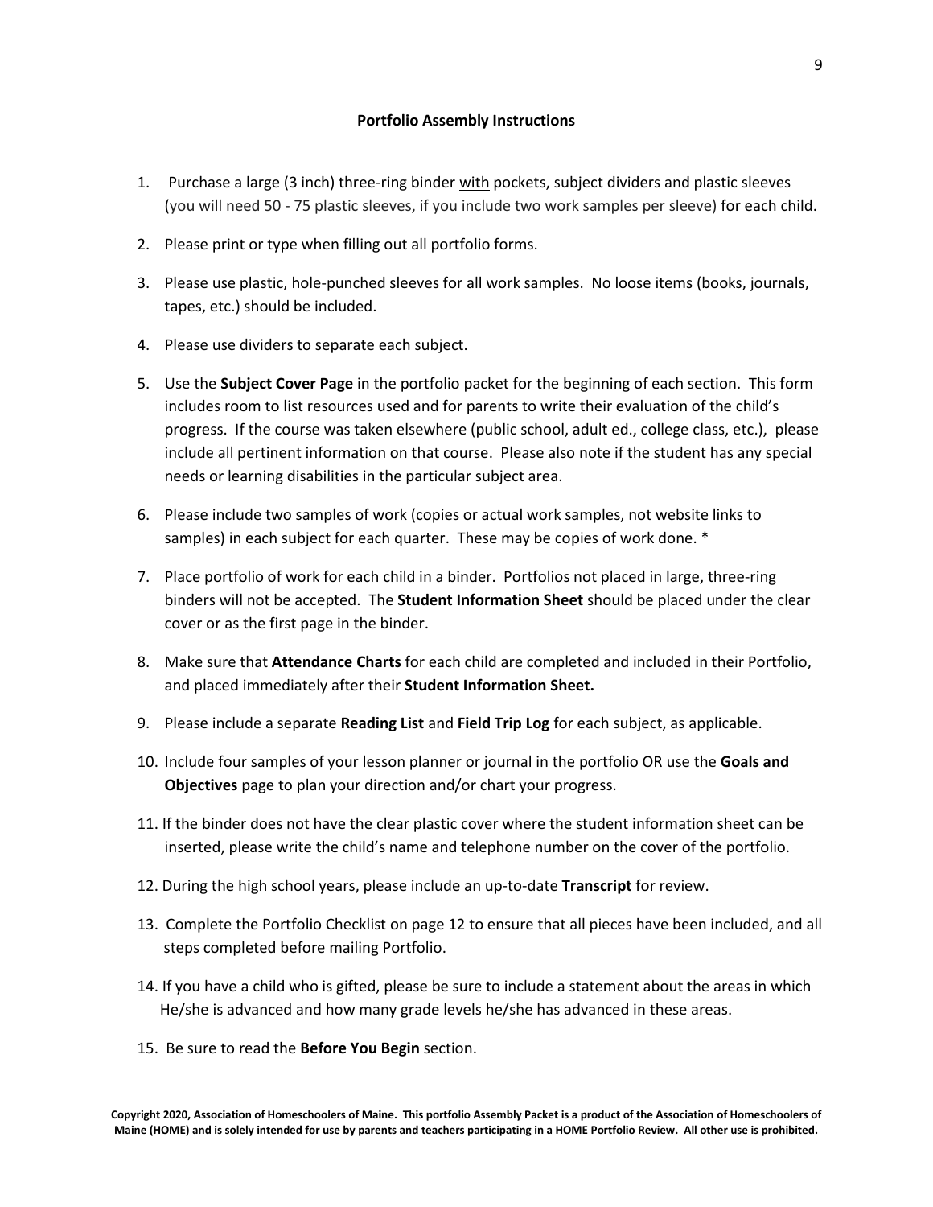**Portfolio Assembly Instructions**

1. Purchase a large (3 inch) three-ring binder <u>with</u> pockets, subject dividers and plastic sleeves (you will need 50 - 75 plastic sleeves, if you include two work samples per sleeve) for each child.

2. Please print or type when filling out all portfolio forms.

3. Please use plastic, hole-punched sleeves for all work samples. No loose items (books, journals, tapes, etc.) should be included.

4. Please use dividers to separate each subject.

5. Use the **Subject Cover Page** in the portfolio packet for the beginning of each section. This form includes room to list resources used and for parents to write their evaluation of the child's progress. If the course was taken elsewhere (public school, adult ed., college class, etc.), please include all pertinent information on that course. Please also note if the student has any special needs or learning disabilities in the particular subject area.

6. Please include two samples of work (copies or actual work samples, not website links to samples) in each subject for each quarter. These may be copies of work done. *

7. Place portfolio of work for each child in a binder. Portfolios not placed in large, three-ring binders will not be accepted. The **Student Information Sheet** should be placed under the clear cover or as the first page in the binder.

8. Make sure that **Attendance Charts** for each child are completed and included in their Portfolio, and placed immediately after their **Student Information Sheet.**

9. Please include a separate **Reading List** and **Field Trip Log** for each subject, as applicable.

10. Include four samples of your lesson planner or journal in the portfolio OR use the **Goals and Objectives** page to plan your direction and/or chart your progress.

11. If the binder does not have the clear plastic cover where the student information sheet can be inserted, please write the child's name and telephone number on the cover of the portfolio.

12. During the high school years, please include an up-to-date **Transcript** for review.

13. Complete the Portfolio Checklist on page 12 to ensure that all pieces have been included, and all steps completed before mailing Portfolio.

14. If you have a child who is gifted, please be sure to include a statement about the areas in which He/she is advanced and how many grade levels he/she has advanced in these areas.

15. Be sure to read the **Before You Begin** section.

**Copyright 2020, Association of Homeschoolers of Maine. This portfolio Assembly Packet is a product of the Association of Homeschoolers of Maine (HOME) and is solely intended for use by parents and teachers participating in a HOME Portfolio Review. All other use is prohibited.**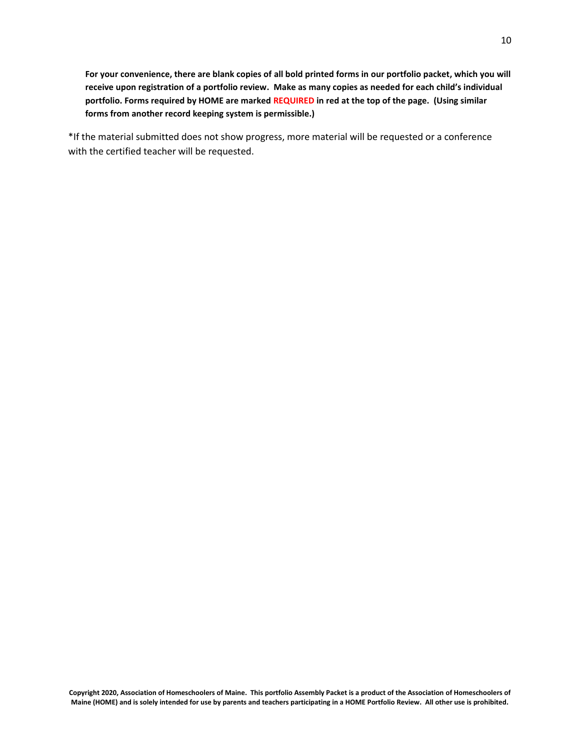**For your convenience, there are blank copies of all bold printed forms in our portfolio packet, which you will receive upon registration of a portfolio review. Make as many copies as needed for each child's individual portfolio. Forms required by HOME are marked REQUIRED in red at the top of the page. (Using similar forms from another record keeping system is permissible.)**

*If the material submitted does not show progress, more material will be requested or a conference with the certified teacher will be requested.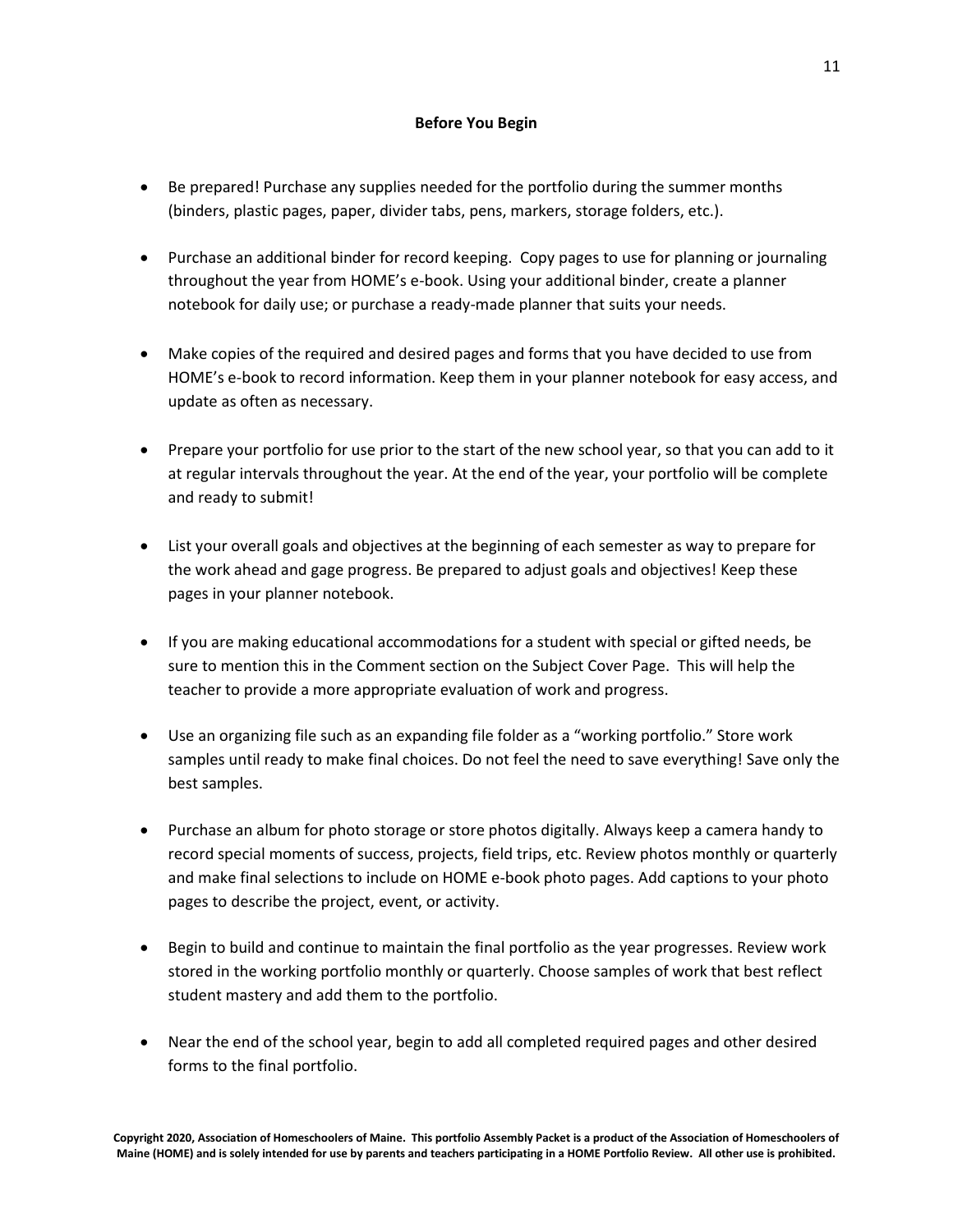## Before You Begin

- Be prepared! Purchase any supplies needed for the portfolio during the summer months (binders, plastic pages, paper, divider tabs, pens, markers, storage folders, etc.).

- Purchase an additional binder for record keeping. Copy pages to use for planning or journaling throughout the year from HOME's e-book. Using your additional binder, create a planner notebook for daily use; or purchase a ready-made planner that suits your needs.

- Make copies of the required and desired pages and forms that you have decided to use from HOME's e-book to record information. Keep them in your planner notebook for easy access, and update as often as necessary.

- Prepare your portfolio for use prior to the start of the new school year, so that you can add to it at regular intervals throughout the year. At the end of the year, your portfolio will be complete and ready to submit!

- List your overall goals and objectives at the beginning of each semester as way to prepare for the work ahead and gage progress. Be prepared to adjust goals and objectives! Keep these pages in your planner notebook.

- If you are making educational accommodations for a student with special or gifted needs, be sure to mention this in the Comment section on the Subject Cover Page. This will help the teacher to provide a more appropriate evaluation of work and progress.

- Use an organizing file such as an expanding file folder as a "working portfolio." Store work samples until ready to make final choices. Do not feel the need to save everything! Save only the best samples.

- Purchase an album for photo storage or store photos digitally. Always keep a camera handy to record special moments of success, projects, field trips, etc. Review photos monthly or quarterly and make final selections to include on HOME e-book photo pages. Add captions to your photo pages to describe the project, event, or activity.

- Begin to build and continue to maintain the final portfolio as the year progresses. Review work stored in the working portfolio monthly or quarterly. Choose samples of work that best reflect student mastery and add them to the portfolio.

- Near the end of the school year, begin to add all completed required pages and other desired forms to the final portfolio.

**Copyright 2020, Association of Homeschoolers of Maine. This portfolio Assembly Packet is a product of the Association of Homeschoolers of Maine (HOME) and is solely intended for use by parents and teachers participating in a HOME Portfolio Review. All other use is prohibited.**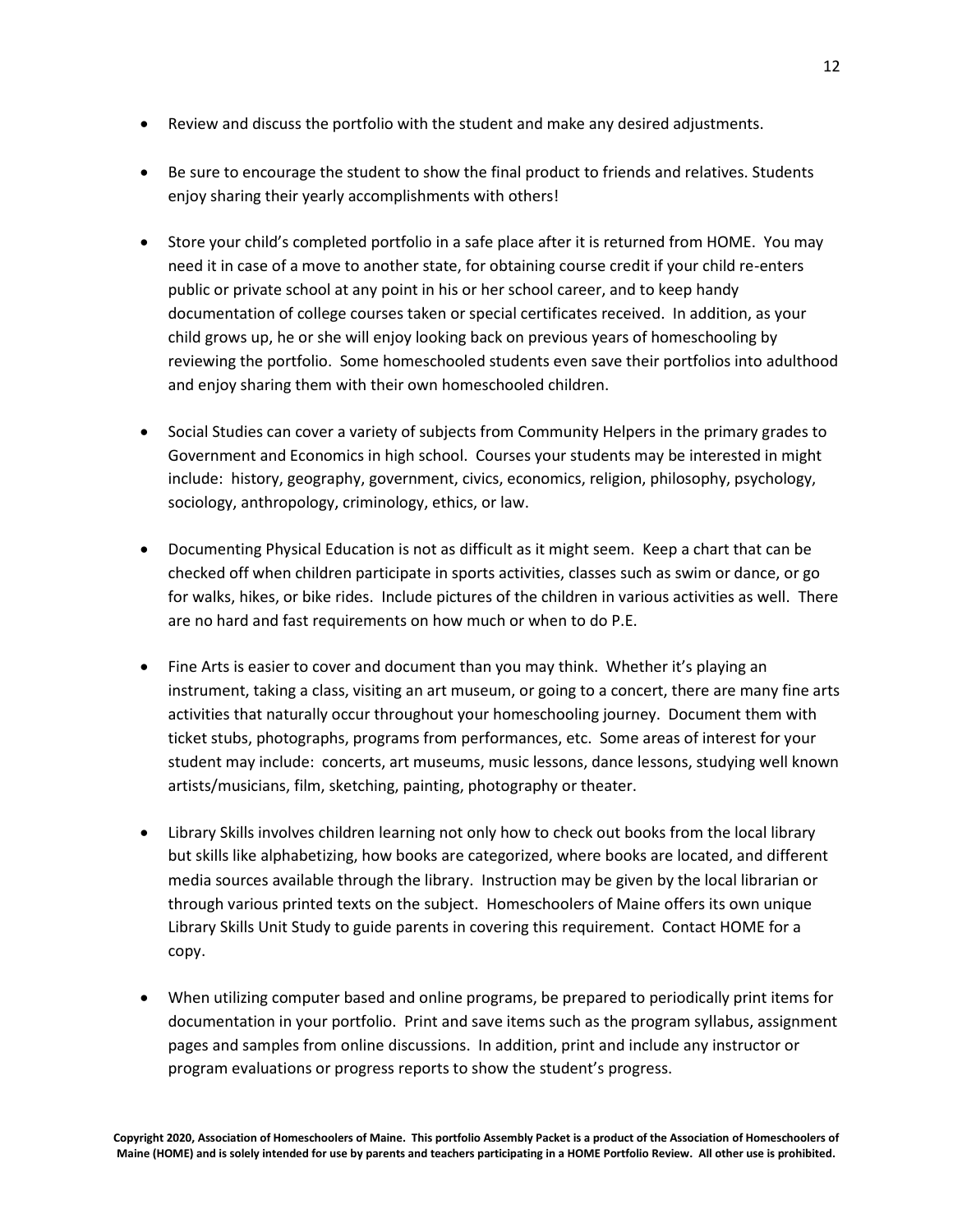- Review and discuss the portfolio with the student and make any desired adjustments.

- Be sure to encourage the student to show the final product to friends and relatives. Students enjoy sharing their yearly accomplishments with others!

- Store your child's completed portfolio in a safe place after it is returned from HOME. You may need it in case of a move to another state, for obtaining course credit if your child re-enters public or private school at any point in his or her school career, and to keep handy documentation of college courses taken or special certificates received. In addition, as your child grows up, he or she will enjoy looking back on previous years of homeschooling by reviewing the portfolio. Some homeschooled students even save their portfolios into adulthood and enjoy sharing them with their own homeschooled children.

- Social Studies can cover a variety of subjects from Community Helpers in the primary grades to Government and Economics in high school. Courses your students may be interested in might include: history, geography, government, civics, economics, religion, philosophy, psychology, sociology, anthropology, criminology, ethics, or law.

- Documenting Physical Education is not as difficult as it might seem. Keep a chart that can be checked off when children participate in sports activities, classes such as swim or dance, or go for walks, hikes, or bike rides. Include pictures of the children in various activities as well. There are no hard and fast requirements on how much or when to do P.E.

- Fine Arts is easier to cover and document than you may think. Whether it's playing an instrument, taking a class, visiting an art museum, or going to a concert, there are many fine arts activities that naturally occur throughout your homeschooling journey. Document them with ticket stubs, photographs, programs from performances, etc. Some areas of interest for your student may include: concerts, art museums, music lessons, dance lessons, studying well known artists/musicians, film, sketching, painting, photography or theater.

- Library Skills involves children learning not only how to check out books from the local library but skills like alphabetizing, how books are categorized, where books are located, and different media sources available through the library. Instruction may be given by the local librarian or through various printed texts on the subject. Homeschoolers of Maine offers its own unique Library Skills Unit Study to guide parents in covering this requirement. Contact HOME for a copy.

- When utilizing computer based and online programs, be prepared to periodically print items for documentation in your portfolio. Print and save items such as the program syllabus, assignment pages and samples from online discussions. In addition, print and include any instructor or program evaluations or progress reports to show the student's progress.

**Copyright 2020, Association of Homeschoolers of Maine. This portfolio Assembly Packet is a product of the Association of Homeschoolers of Maine (HOME) and is solely intended for use by parents and teachers participating in a HOME Portfolio Review. All other use is prohibited.**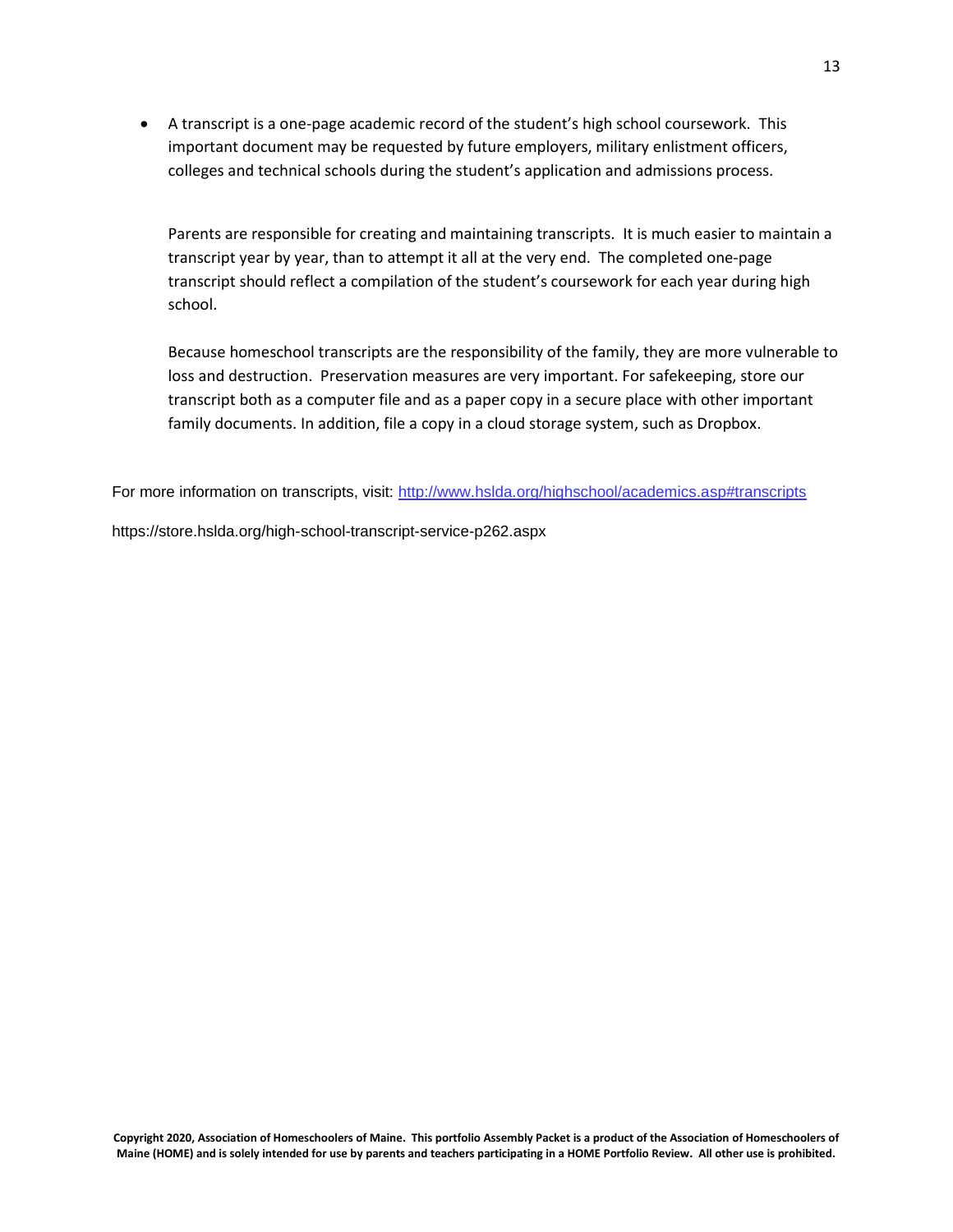- A transcript is a one-page academic record of the student's high school coursework. This important document may be requested by future employers, military enlistment officers, colleges and technical schools during the student's application and admissions process.

  Parents are responsible for creating and maintaining transcripts. It is much easier to maintain a transcript year by year, than to attempt it all at the very end. The completed one-page transcript should reflect a compilation of the student's coursework for each year during high school.

  Because homeschool transcripts are the responsibility of the family, they are more vulnerable to loss and destruction. Preservation measures are very important. For safekeeping, store our transcript both as a computer file and as a paper copy in a secure place with other important family documents. In addition, file a copy in a cloud storage system, such as Dropbox.

For more information on transcripts, visit: [http://www.hslda.org/highschool/academics.asp#transcripts](http://www.hslda.org/highschool/academics.asp#transcripts)

https://store.hslda.org/high-school-transcript-service-p262.aspx

**Copyright 2020, Association of Homeschoolers of Maine. This portfolio Assembly Packet is a product of the Association of Homeschoolers of Maine (HOME) and is solely intended for use by parents and teachers participating in a HOME Portfolio Review. All other use is prohibited.**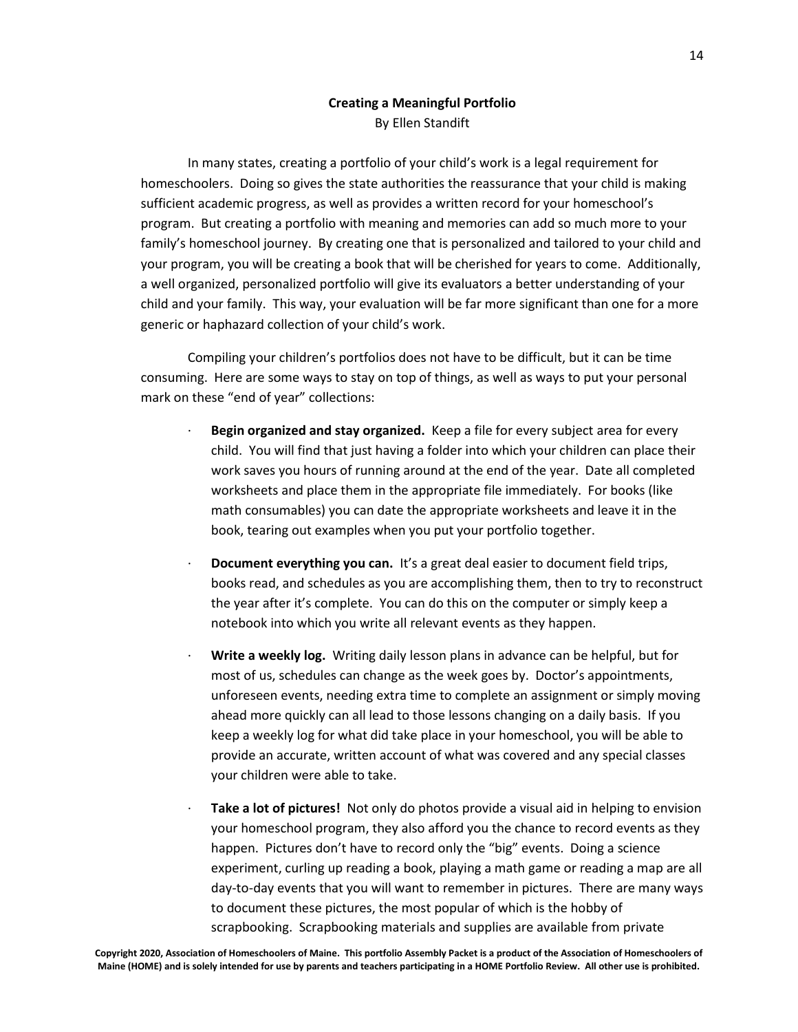## Creating a Meaningful Portfolio

By Ellen Standift

In many states, creating a portfolio of your child's work is a legal requirement for homeschoolers. Doing so gives the state authorities the reassurance that your child is making sufficient academic progress, as well as provides a written record for your homeschool's program. But creating a portfolio with meaning and memories can add so much more to your family's homeschool journey. By creating one that is personalized and tailored to your child and your program, you will be creating a book that will be cherished for years to come. Additionally, a well organized, personalized portfolio will give its evaluators a better understanding of your child and your family. This way, your evaluation will be far more significant than one for a more generic or haphazard collection of your child's work.

Compiling your children's portfolios does not have to be difficult, but it can be time consuming. Here are some ways to stay on top of things, as well as ways to put your personal mark on these "end of year" collections:

- **Begin organized and stay organized.** Keep a file for every subject area for every child. You will find that just having a folder into which your children can place their work saves you hours of running around at the end of the year. Date all completed worksheets and place them in the appropriate file immediately. For books (like math consumables) you can date the appropriate worksheets and leave it in the book, tearing out examples when you put your portfolio together.
- **Document everything you can.** It's a great deal easier to document field trips, books read, and schedules as you are accomplishing them, then to try to reconstruct the year after it's complete. You can do this on the computer or simply keep a notebook into which you write all relevant events as they happen.
- **Write a weekly log.** Writing daily lesson plans in advance can be helpful, but for most of us, schedules can change as the week goes by. Doctor's appointments, unforeseen events, needing extra time to complete an assignment or simply moving ahead more quickly can all lead to those lessons changing on a daily basis. If you keep a weekly log for what did take place in your homeschool, you will be able to provide an accurate, written account of what was covered and any special classes your children were able to take.
- **Take a lot of pictures!** Not only do photos provide a visual aid in helping to envision your homeschool program, they also afford you the chance to record events as they happen. Pictures don't have to record only the "big" events. Doing a science experiment, curling up reading a book, playing a math game or reading a map are all day-to-day events that you will want to remember in pictures. There are many ways to document these pictures, the most popular of which is the hobby of scrapbooking. Scrapbooking materials and supplies are available from private

**Copyright 2020, Association of Homeschoolers of Maine. This portfolio Assembly Packet is a product of the Association of Homeschoolers of Maine (HOME) and is solely intended for use by parents and teachers participating in a HOME Portfolio Review. All other use is prohibited.**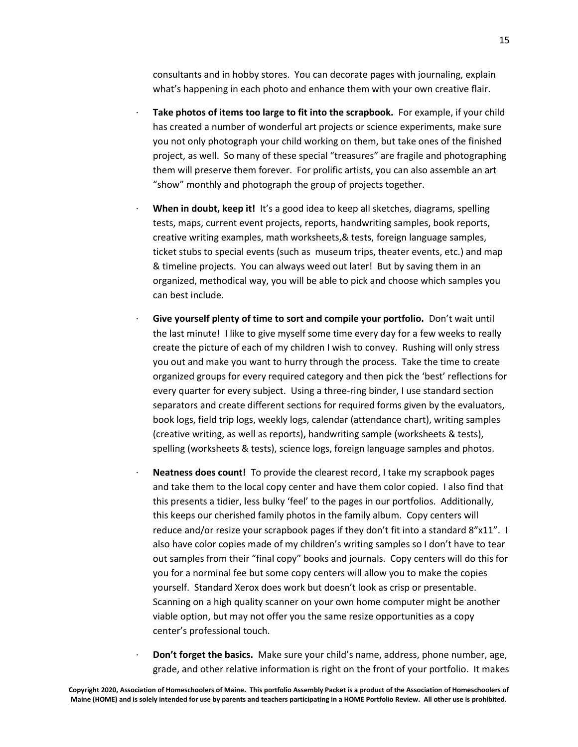consultants and in hobby stores. You can decorate pages with journaling, explain what's happening in each photo and enhance them with your own creative flair.

- **Take photos of items too large to fit into the scrapbook.** For example, if your child has created a number of wonderful art projects or science experiments, make sure you not only photograph your child working on them, but take ones of the finished project, as well. So many of these special "treasures" are fragile and photographing them will preserve them forever. For prolific artists, you can also assemble an art "show" monthly and photograph the group of projects together.

- **When in doubt, keep it!** It's a good idea to keep all sketches, diagrams, spelling tests, maps, current event projects, reports, handwriting samples, book reports, creative writing examples, math worksheets,& tests, foreign language samples, ticket stubs to special events (such as museum trips, theater events, etc.) and map & timeline projects. You can always weed out later! But by saving them in an organized, methodical way, you will be able to pick and choose which samples you can best include.

- **Give yourself plenty of time to sort and compile your portfolio.** Don't wait until the last minute! I like to give myself some time every day for a few weeks to really create the picture of each of my children I wish to convey. Rushing will only stress you out and make you want to hurry through the process. Take the time to create organized groups for every required category and then pick the 'best' reflections for every quarter for every subject. Using a three-ring binder, I use standard section separators and create different sections for required forms given by the evaluators, book logs, field trip logs, weekly logs, calendar (attendance chart), writing samples (creative writing, as well as reports), handwriting sample (worksheets & tests), spelling (worksheets & tests), science logs, foreign language samples and photos.

- **Neatness does count!** To provide the clearest record, I take my scrapbook pages and take them to the local copy center and have them color copied. I also find that this presents a tidier, less bulky 'feel' to the pages in our portfolios. Additionally, this keeps our cherished family photos in the family album. Copy centers will reduce and/or resize your scrapbook pages if they don't fit into a standard 8"x11". I also have color copies made of my children's writing samples so I don't have to tear out samples from their "final copy" books and journals. Copy centers will do this for you for a norminal fee but some copy centers will allow you to make the copies yourself. Standard Xerox does work but doesn't look as crisp or presentable. Scanning on a high quality scanner on your own home computer might be another viable option, but may not offer you the same resize opportunities as a copy center's professional touch.

- **Don't forget the basics.** Make sure your child's name, address, phone number, age, grade, and other relative information is right on the front of your portfolio. It makes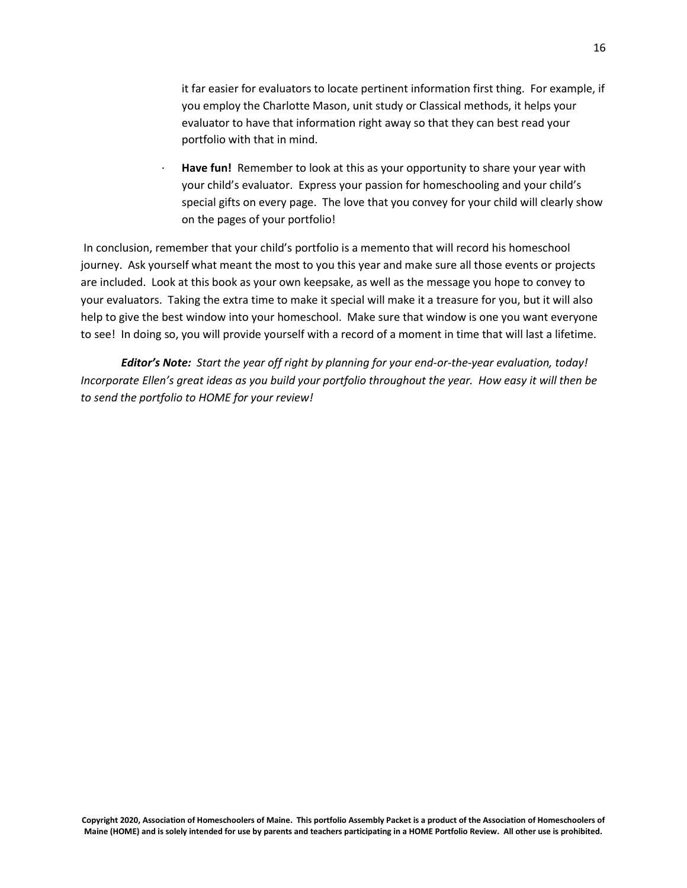it far easier for evaluators to locate pertinent information first thing. For example, if you employ the Charlotte Mason, unit study or Classical methods, it helps your evaluator to have that information right away so that they can best read your portfolio with that in mind.

- **Have fun!** Remember to look at this as your opportunity to share your year with your child's evaluator. Express your passion for homeschooling and your child's special gifts on every page. The love that you convey for your child will clearly show on the pages of your portfolio!

In conclusion, remember that your child's portfolio is a memento that will record his homeschool journey. Ask yourself what meant the most to you this year and make sure all those events or projects are included. Look at this book as your own keepsake, as well as the message you hope to convey to your evaluators. Taking the extra time to make it special will make it a treasure for you, but it will also help to give the best window into your homeschool. Make sure that window is one you want everyone to see! In doing so, you will provide yourself with a record of a moment in time that will last a lifetime.

***Editor's Note:*** *Start the year off right by planning for your end-or-the-year evaluation, today! Incorporate Ellen's great ideas as you build your portfolio throughout the year. How easy it will then be to send the portfolio to HOME for your review!*

**Copyright 2020, Association of Homeschoolers of Maine. This portfolio Assembly Packet is a product of the Association of Homeschoolers of Maine (HOME) and is solely intended for use by parents and teachers participating in a HOME Portfolio Review. All other use is prohibited.**